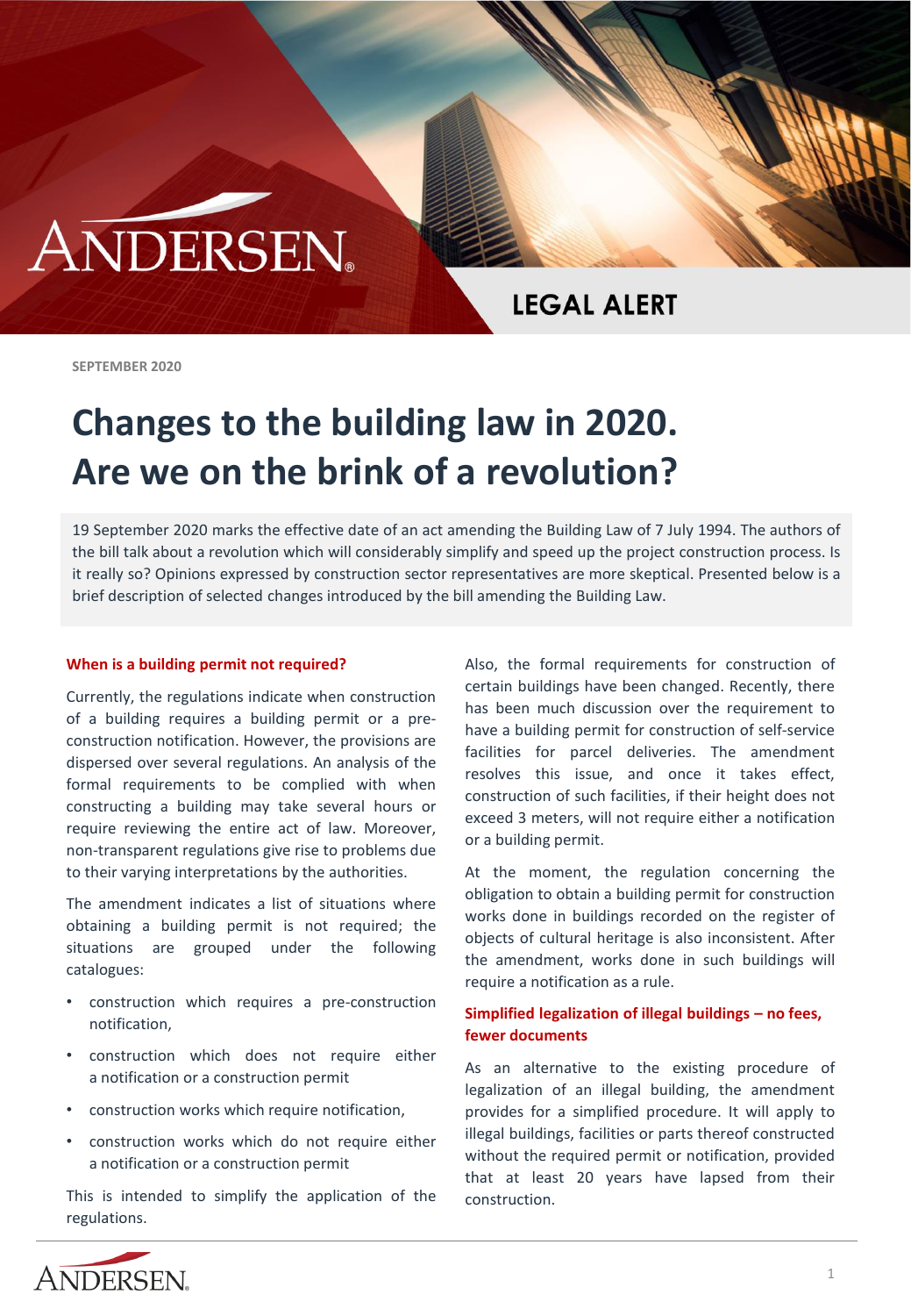ANDERSEN

LEGAL ALERT

SEPTEMBER 2020

# Changes to the building law in 2020. Are we on the brink of a revolution?

19 September 2020 marks the effective date of an act amending the Building Law of 7 July 1994. The authors of the bill talk about a revolution which will considerably simplify and speed up the project construction process. Is it really so? Opinions expressed by construction sector representatives are more skeptical. Presented below is a brief description of selected changes introduced by the bill amending the Building Law.

### When is a building permit not required?

Currently, the regulations indicate when construction of a building requires a building permit or a pre-construction notification. However, the provisions are dispersed over several regulations. An analysis of the formal requirements to be complied with when constructing a building may take several hours or require reviewing the entire act of law. Moreover, non-transparent regulations give rise to problems due to their varying interpretations by the authorities.

The amendment indicates a list of situations where obtaining a building permit is not required; the situations are grouped under the following catalogues:

- construction which requires a pre-construction notification,
- construction which does not require either a notification or a construction permit
- construction works which require notification,
- construction works which do not require either a notification or a construction permit

This is intended to simplify the application of the regulations.

Also, the formal requirements for construction of certain buildings have been changed. Recently, there has been much discussion over the requirement to have a building permit for construction of self-service facilities for parcel deliveries. The amendment resolves this issue, and once it takes effect, construction of such facilities, if their height does not exceed 3 meters, will not require either a notification or a building permit.

At the moment, the regulation concerning the obligation to obtain a building permit for construction works done in buildings recorded on the register of objects of cultural heritage is also inconsistent. After the amendment, works done in such buildings will require a notification as a rule.

### Simplified legalization of illegal buildings – no fees, fewer documents

As an alternative to the existing procedure of legalization of an illegal building, the amendment provides for a simplified procedure. It will apply to illegal buildings, facilities or parts thereof constructed without the required permit or notification, provided that at least 20 years have lapsed from their construction.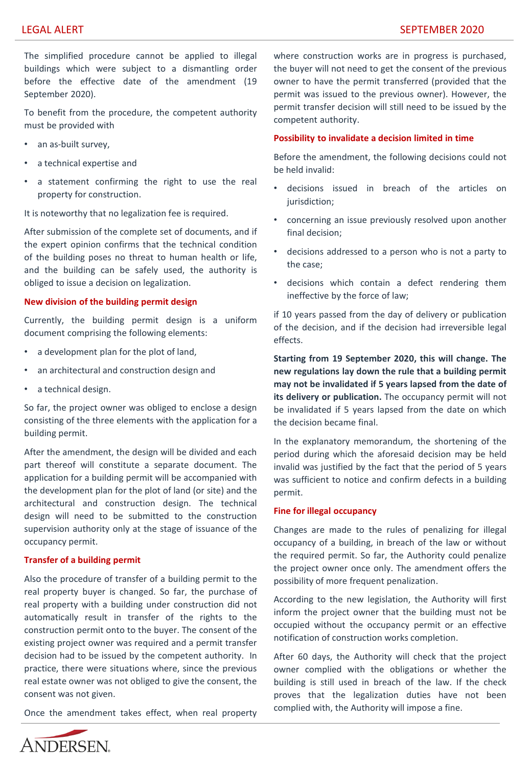The simplified procedure cannot be applied to illegal buildings which were subject to a dismantling order before the effective date of the amendment (19 September 2020).

To benefit from the procedure, the competent authority must be provided with

- an as-built survey,
- a technical expertise and
- a statement confirming the right to use the real property for construction.

It is noteworthy that no legalization fee is required.

After submission of the complete set of documents, and if the expert opinion confirms that the technical condition of the building poses no threat to human health or life, and the building can be safely used, the authority is obliged to issue a decision on legalization.

### New division of the building permit design

Currently, the building permit design is a uniform document comprising the following elements:

- a development plan for the plot of land,
- an architectural and construction design and
- a technical design.

So far, the project owner was obliged to enclose a design consisting of the three elements with the application for a building permit.

After the amendment, the design will be divided and each part thereof will constitute a separate document. The application for a building permit will be accompanied with the development plan for the plot of land (or site) and the architectural and construction design. The technical design will need to be submitted to the construction supervision authority only at the stage of issuance of the occupancy permit.

### Transfer of a building permit

Also the procedure of transfer of a building permit to the real property buyer is changed. So far, the purchase of real property with a building under construction did not automatically result in transfer of the rights to the construction permit onto to the buyer. The consent of the existing project owner was required and a permit transfer decision had to be issued by the competent authority. In practice, there were situations where, since the previous real estate owner was not obliged to give the consent, the consent was not given.

Once the amendment takes effect, when real property where construction works are in progress is purchased, the buyer will not need to get the consent of the previous owner to have the permit transferred (provided that the permit was issued to the previous owner). However, the permit transfer decision will still need to be issued by the competent authority.

### Possibility to invalidate a decision limited in time

Before the amendment, the following decisions could not be held invalid:

- decisions issued in breach of the articles on jurisdiction;
- concerning an issue previously resolved upon another final decision;
- decisions addressed to a person who is not a party to the case;
- decisions which contain a defect rendering them ineffective by the force of law;

if 10 years passed from the day of delivery or publication of the decision, and if the decision had irreversible legal effects.

**Starting from 19 September 2020, this will change. The new regulations lay down the rule that a building permit may not be invalidated if 5 years lapsed from the date of its delivery or publication.** The occupancy permit will not be invalidated if 5 years lapsed from the date on which the decision became final.

In the explanatory memorandum, the shortening of the period during which the aforesaid decision may be held invalid was justified by the fact that the period of 5 years was sufficient to notice and confirm defects in a building permit.

### Fine for illegal occupancy

Changes are made to the rules of penalizing for illegal occupancy of a building, in breach of the law or without the required permit. So far, the Authority could penalize the project owner once only. The amendment offers the possibility of more frequent penalization.

According to the new legislation, the Authority will first inform the project owner that the building must not be occupied without the occupancy permit or an effective notification of construction works completion.

After 60 days, the Authority will check that the project owner complied with the obligations or whether the building is still used in breach of the law. If the check proves that the legalization duties have not been complied with, the Authority will impose a fine.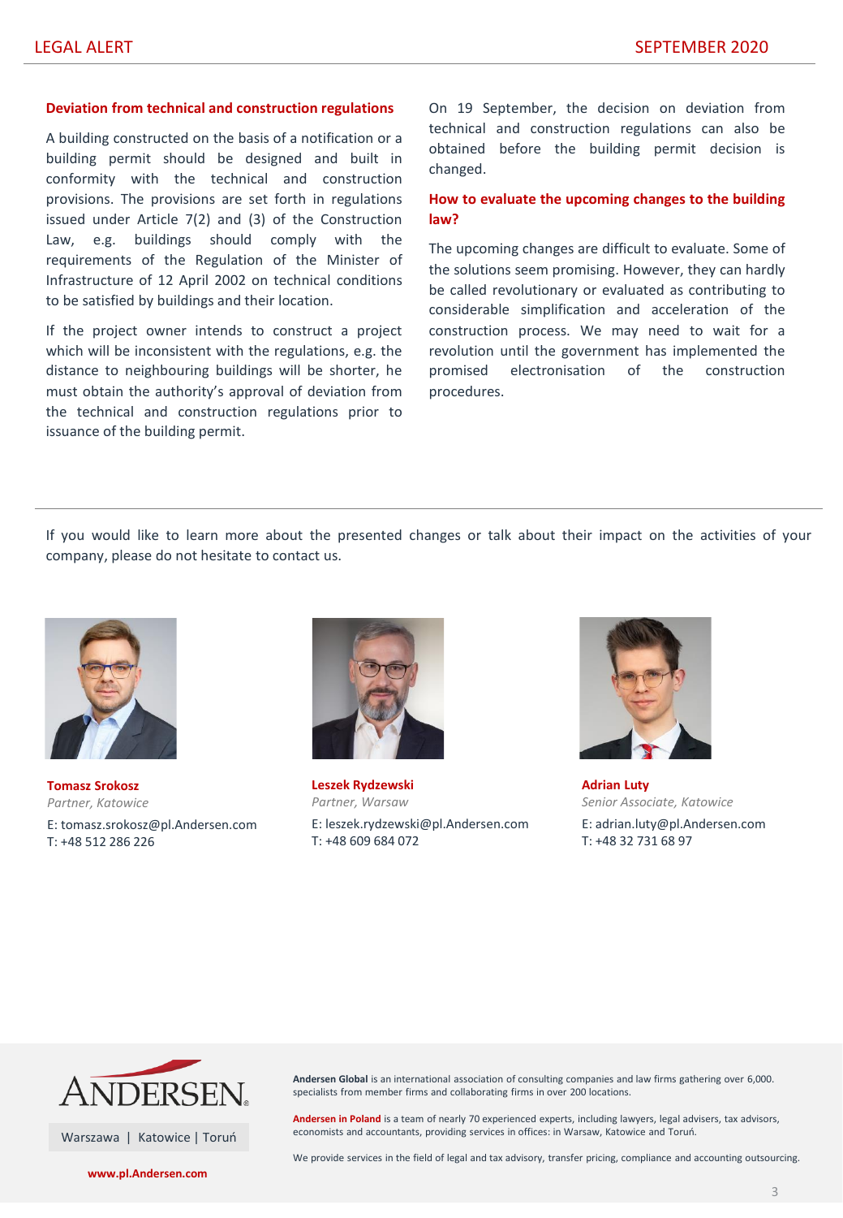### Deviation from technical and construction regulations

A building constructed on the basis of a notification or a building permit should be designed and built in conformity with the technical and construction provisions. The provisions are set forth in regulations issued under Article 7(2) and (3) of the Construction Law, e.g. buildings should comply with the requirements of the Regulation of the Minister of Infrastructure of 12 April 2002 on technical conditions to be satisfied by buildings and their location.

If the project owner intends to construct a project which will be inconsistent with the regulations, e.g. the distance to neighbouring buildings will be shorter, he must obtain the authority's approval of deviation from the technical and construction regulations prior to issuance of the building permit.

On 19 September, the decision on deviation from technical and construction regulations can also be obtained before the building permit decision is changed.

### How to evaluate the upcoming changes to the building law?

The upcoming changes are difficult to evaluate. Some of the solutions seem promising. However, they can hardly be called revolutionary or evaluated as contributing to considerable simplification and acceleration of the construction process. We may need to wait for a revolution until the government has implemented the promised electronisation of the construction procedures.

---

If you would like to learn more about the presented changes or talk about their impact on the activities of your company, please do not hesitate to contact us.

**Tomasz Srokosz**
*Partner, Katowice*
E: tomasz.srokosz@pl.Andersen.com
T: +48 512 286 226

**Leszek Rydzewski**
*Partner, Warsaw*
E: leszek.rydzewski@pl.Andersen.com
T: +48 609 684 072

**Adrian Luty**
*Senior Associate, Katowice*
E: adrian.luty@pl.Andersen.com
T: +48 32 731 68 97

ANDERSEN

Warszawa | Katowice | Toruń

www.pl.Andersen.com

**Andersen Global** is an international association of consulting companies and law firms gathering over 6,000. specialists from member firms and collaborating firms in over 200 locations.

**Andersen in Poland** is a team of nearly 70 experienced experts, including lawyers, legal advisers, tax advisors, economists and accountants, providing services in offices: in Warsaw, Katowice and Toruń.

We provide services in the field of legal and tax advisory, transfer pricing, compliance and accounting outsourcing.